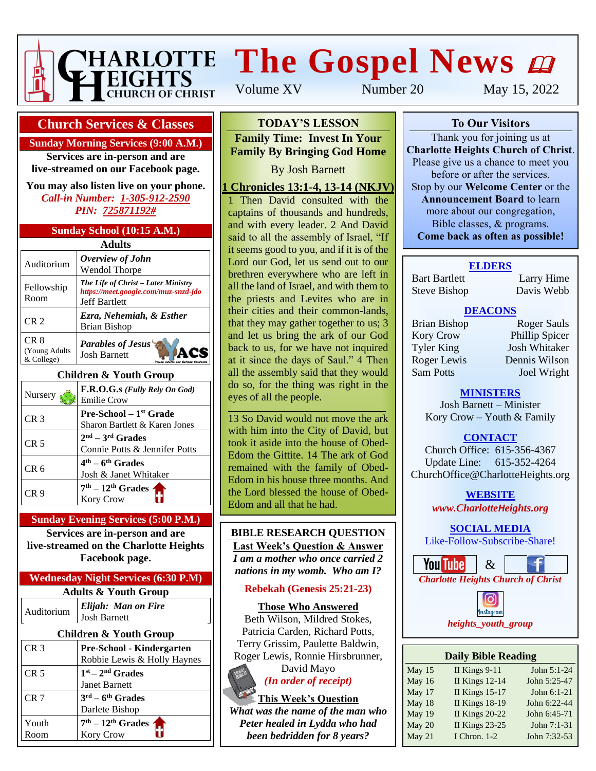# CHARLOTTE HEIGHTS CHURCH OF CHRIST

# The Gospel News

Volume XV Number 20 May 15, 2022

## Church Services & Classes

### Sunday Morning Services (9:00 A.M.)

**Services are in-person and are live-streamed on our Facebook page.**

**You may also listen live on your phone.**
***Call-in Number: 1-305-912-2590***
***PIN: 725871192#***

### Sunday School (10:15 A.M.)

**Adults**

| Room | Class |
|---|---|
| Auditorium | ***Overview of John*** Wendol Thorpe |
| Fellowship Room | ***The Life of Christ – Later Ministry*** *https://meet.google.com/muz-snzd-jdo* Jeff Bartlett |
| CR 2 | ***Ezra, Nehemiah, & Esther*** Brian Bishop |
| CR 8 (Young Adults & College) | ***Parables of Jesus*** Josh Barnett — YACS |

**Children & Youth Group**

| Room | Class |
|---|---|
| Nursery | **F.R.O.G.s** ***(Fully Rely On God)*** Emilie Crow |
| CR 3 | **Pre-School – 1st Grade** Sharon Bartlett & Karen Jones |
| CR 5 | **2nd – 3rd Grades** Connie Potts & Jennifer Potts |
| CR 6 | **4th – 6th Grades** Josh & Janet Whitaker |
| CR 9 | **7th – 12th Grades** Kory Crow |

### Sunday Evening Services (5:00 P.M.)

**Services are in-person and are live-streamed on the Charlotte Heights Facebook page.**

### Wednesday Night Services (6:30 P.M)

**Adults & Youth Group**

| Room | Class |
|---|---|
| Auditorium | ***Elijah: Man on Fire*** Josh Barnett |

**Children & Youth Group**

| Room | Class |
|---|---|
| CR 3 | **Pre-School - Kindergarten** Robbie Lewis & Holly Haynes |
| CR 5 | **1st – 2nd Grades** Janet Barnett |
| CR 7 | **3rd – 6th Grades** Darlete Bishop |
| Youth Room | **7th – 12th Grades** Kory Crow |

## TODAY'S LESSON

**Family Time: Invest In Your Family By Bringing God Home**

By Josh Barnett

**1 Chronicles 13:1-4, 13-14 (NKJV)**

1 Then David consulted with the captains of thousands and hundreds, and with every leader. 2 And David said to all the assembly of Israel, "If it seems good to you, and if it is of the Lord our God, let us send out to our brethren everywhere who are left in all the land of Israel, and with them to the priests and Levites who are in their cities and their common-lands, that they may gather together to us; 3 and let us bring the ark of our God back to us, for we have not inquired at it since the days of Saul." 4 Then all the assembly said that they would do so, for the thing was right in the eyes of all the people.

13 So David would not move the ark with him into the City of David, but took it aside into the house of Obed-Edom the Gittite. 14 The ark of God remained with the family of Obed-Edom in his house three months. And the Lord blessed the house of Obed-Edom and all that he had.

## BIBLE RESEARCH QUESTION

**Last Week's Question & Answer**

***I am a mother who once carried 2 nations in my womb. Who am I?***

**Rebekah (Genesis 25:21-23)**

**Those Who Answered**

Beth Wilson, Mildred Stokes, Patricia Carden, Richard Potts, Terry Grissim, Paulette Baldwin, Roger Lewis, Ronnie Hirsbrunner, David Mayo

*(In order of receipt)*

**This Week's Question**

***What was the name of the man who Peter healed in Lydda who had been bedridden for 8 years?***

## To Our Visitors

Thank you for joining us at **Charlotte Heights Church of Christ**. Please give us a chance to meet you before or after the services. Stop by our **Welcome Center** or the **Announcement Board** to learn more about our congregation, Bible classes, & programs.
**Come back as often as possible!**

### ELDERS

Bart Bartlett, Larry Hime, Steve Bishop, Davis Webb

### DEACONS

Brian Bishop, Roger Sauls, Kory Crow, Phillip Spicer, Tyler King, Josh Whitaker, Roger Lewis, Dennis Wilson, Sam Potts, Joel Wright

### MINISTERS

Josh Barnett – Minister
Kory Crow – Youth & Family

### CONTACT

Church Office: 615-356-4367
Update Line: 615-352-4264
ChurchOffice@CharlotteHeights.org

### WEBSITE

***www.CharlotteHeights.org***

### SOCIAL MEDIA

Like-Follow-Subscribe-Share!

YouTube & Facebook
***Charlotte Heights Church of Christ***

Instagram
***heights_youth_group***

## Daily Bible Reading

| Date | Old Testament | New Testament |
|---|---|---|
| May 15 | II Kings 9-11 | John 5:1-24 |
| May 16 | II Kings 12-14 | John 5:25-47 |
| May 17 | II Kings 15-17 | John 6:1-21 |
| May 18 | II Kings 18-19 | John 6:22-44 |
| May 19 | II Kings 20-22 | John 6:45-71 |
| May 20 | II Kings 23-25 | John 7:1-31 |
| May 21 | I Chron. 1-2 | John 7:32-53 |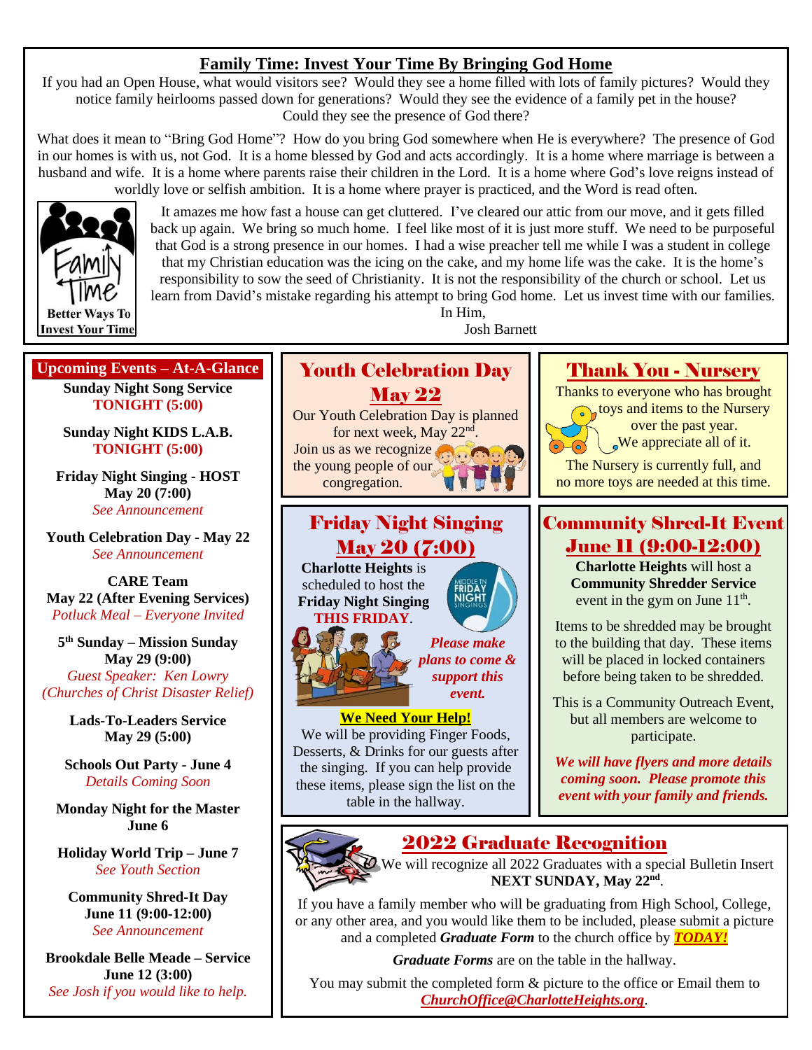## Family Time: Invest Your Time By Bringing God Home

If you had an Open House, what would visitors see? Would they see a home filled with lots of family pictures? Would they notice family heirlooms passed down for generations? Would they see the evidence of a family pet in the house? Could they see the presence of God there?

What does it mean to "Bring God Home"? How do you bring God somewhere when He is everywhere? The presence of God in our homes is with us, not God. It is a home blessed by God and acts accordingly. It is a home where marriage is between a husband and wife. It is a home where parents raise their children in the Lord. It is a home where God's love reigns instead of worldly love or selfish ambition. It is a home where prayer is practiced, and the Word is read often.

Family Time
Better Ways To Invest Your Time

It amazes me how fast a house can get cluttered. I've cleared our attic from our move, and it gets filled back up again. We bring so much home. I feel like most of it is just more stuff. We need to be purposeful that God is a strong presence in our homes. I had a wise preacher tell me while I was a student in college that my Christian education was the icing on the cake, and my home life was the cake. It is the home's responsibility to sow the seed of Christianity. It is not the responsibility of the church or school. Let us learn from David's mistake regarding his attempt to bring God home. Let us invest time with our families.

In Him,
Josh Barnett

## Upcoming Events – At-A-Glance

**Sunday Night Song Service**
**TONIGHT (5:00)**

**Sunday Night KIDS L.A.B.**
**TONIGHT (5:00)**

**Friday Night Singing - HOST**
**May 20 (7:00)**
*See Announcement*

**Youth Celebration Day - May 22**
*See Announcement*

**CARE Team**
**May 22 (After Evening Services)**
*Potluck Meal – Everyone Invited*

**5th Sunday – Mission Sunday**
**May 29 (9:00)**
*Guest Speaker: Ken Lowry*
*(Churches of Christ Disaster Relief)*

**Lads-To-Leaders Service**
**May 29 (5:00)**

**Schools Out Party - June 4**
*Details Coming Soon*

**Monday Night for the Master**
**June 6**

**Holiday World Trip – June 7**
*See Youth Section*

**Community Shred-It Day**
**June 11 (9:00-12:00)**
*See Announcement*

**Brookdale Belle Meade – Service**
**June 12 (3:00)**
*See Josh if you would like to help.*

## Youth Celebration Day May 22

Our Youth Celebration Day is planned for next week, May 22nd. Join us as we recognize the young people of our congregation.

## Thank You - Nursery

Thanks to everyone who has brought toys and items to the Nursery over the past year. We appreciate all of it.

The Nursery is currently full, and no more toys are needed at this time.

## Friday Night Singing May 20 (7:00)

**Charlotte Heights** is scheduled to host the **Friday Night Singing THIS FRIDAY**.

Middle TN Friday Night Singings

***Please make plans to come & support this event.***

**We Need Your Help!**

We will be providing Finger Foods, Desserts, & Drinks for our guests after the singing. If you can help provide these items, please sign the list on the table in the hallway.

## Community Shred-It Event June 11 (9:00-12:00)

**Charlotte Heights** will host a **Community Shredder Service** event in the gym on June 11th.

Items to be shredded may be brought to the building that day. These items will be placed in locked containers before being taken to be shredded.

This is a Community Outreach Event, but all members are welcome to participate.

***We will have flyers and more details coming soon. Please promote this event with your family and friends.***

## 2022 Graduate Recognition

We will recognize all 2022 Graduates with a special Bulletin Insert **NEXT SUNDAY, May 22nd**.

If you have a family member who will be graduating from High School, College, or any other area, and you would like them to be included, please submit a picture and a completed ***Graduate Form*** to the church office by ***TODAY!***

***Graduate Forms*** are on the table in the hallway.

You may submit the completed form & picture to the office or Email them to ***ChurchOffice@CharlotteHeights.org***.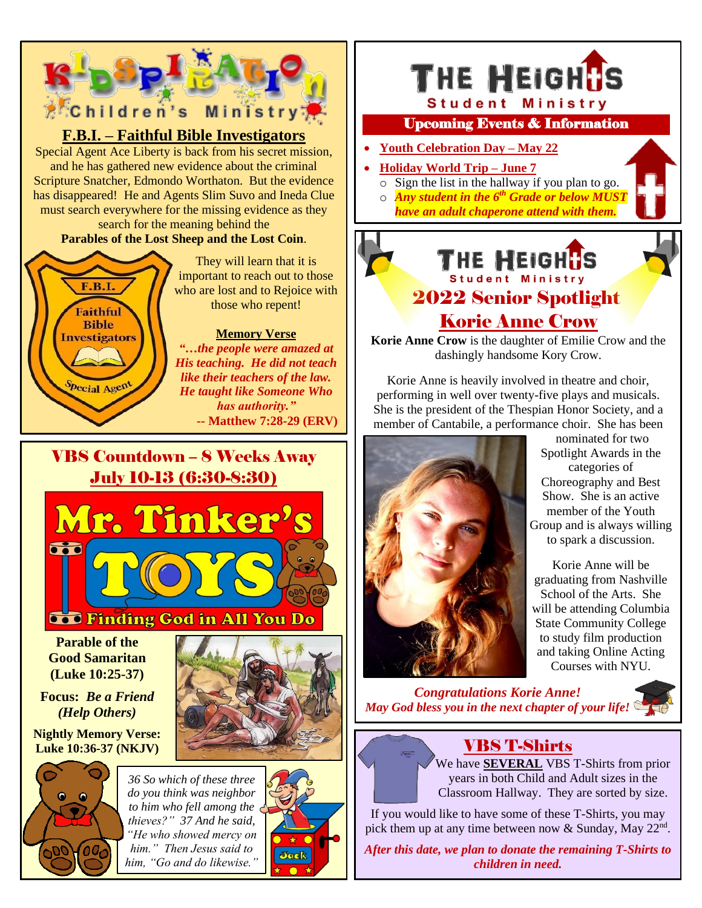# KIDSPIRATION Children's Ministry

## F.B.I. – Faithful Bible Investigators

Special Agent Ace Liberty is back from his secret mission, and he has gathered new evidence about the criminal Scripture Snatcher, Edmondo Worthaton. But the evidence has disappeared! He and Agents Slim Suvo and Ineda Clue must search everywhere for the missing evidence as they search for the meaning behind the

**Parables of the Lost Sheep and the Lost Coin**.

They will learn that it is important to reach out to those who are lost and to Rejoice with those who repent!

**Memory Verse**

***"…the people were amazed at His teaching. He did not teach like their teachers of the law. He taught like Someone Who has authority."***
**-- Matthew 7:28-29 (ERV)**

## VBS Countdown – 8 Weeks Away

**July 10-13 (6:30-8:30)**

**Mr. Tinker's TOYS – Finding God in All You Do**

**Parable of the Good Samaritan (Luke 10:25-37)**

**Focus:** ***Be a Friend (Help Others)***

**Nightly Memory Verse: Luke 10:36-37 (NKJV)**

*36 So which of these three do you think was neighbor to him who fell among the thieves?" 37 And he said, "He who showed mercy on him." Then Jesus said to him, "Go and do likewise."*

# THE HEIGHTS Student Ministry

## Upcoming Events & Information

- **Youth Celebration Day – May 22**
- **Holiday World Trip – June 7**
  - Sign the list in the hallway if you plan to go.
  - ***Any student in the 6th Grade or below MUST have an adult chaperone attend with them.***

# THE HEIGHTS Student Ministry

## 2022 Senior Spotlight

## Korie Anne Crow

**Korie Anne Crow** is the daughter of Emilie Crow and the dashingly handsome Kory Crow.

Korie Anne is heavily involved in theatre and choir, performing in well over twenty-five plays and musicals. She is the president of the Thespian Honor Society, and a member of Cantabile, a performance choir. She has been nominated for two Spotlight Awards in the categories of Choreography and Best Show. She is an active member of the Youth Group and is always willing to spark a discussion.

Korie Anne will be graduating from Nashville School of the Arts. She will be attending Columbia State Community College to study film production and taking Online Acting Courses with NYU.

***Congratulations Korie Anne!***
***May God bless you in the next chapter of your life!***

## VBS T-Shirts

We have **SEVERAL** VBS T-Shirts from prior years in both Child and Adult sizes in the Classroom Hallway. They are sorted by size.

If you would like to have some of these T-Shirts, you may pick them up at any time between now & Sunday, May 22nd.

***After this date, we plan to donate the remaining T-Shirts to children in need.***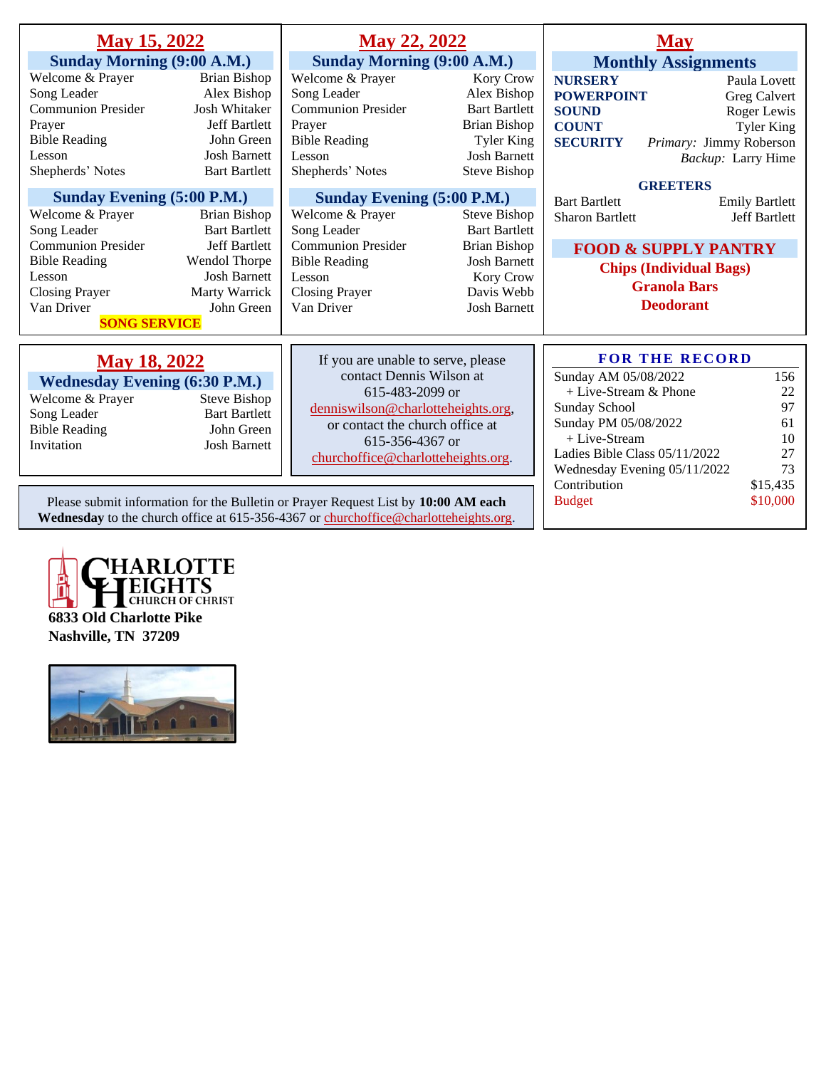## May 15, 2022

### Sunday Morning (9:00 A.M.)

| | |
|---|---|
| Welcome & Prayer | Brian Bishop |
| Song Leader | Alex Bishop |
| Communion Presider | Josh Whitaker |
| Prayer | Jeff Bartlett |
| Bible Reading | John Green |
| Lesson | Josh Barnett |
| Shepherds' Notes | Bart Bartlett |

### Sunday Evening (5:00 P.M.)

| | |
|---|---|
| Welcome & Prayer | Brian Bishop |
| Song Leader | Bart Bartlett |
| Communion Presider | Jeff Bartlett |
| Bible Reading | Wendol Thorpe |
| Lesson | Josh Barnett |
| Closing Prayer | Marty Warrick |
| Van Driver | John Green |

**SONG SERVICE**

## May 22, 2022

### Sunday Morning (9:00 A.M.)

| | |
|---|---|
| Welcome & Prayer | Kory Crow |
| Song Leader | Alex Bishop |
| Communion Presider | Bart Bartlett |
| Prayer | Brian Bishop |
| Bible Reading | Tyler King |
| Lesson | Josh Barnett |
| Shepherds' Notes | Steve Bishop |

### Sunday Evening (5:00 P.M.)

| | |
|---|---|
| Welcome & Prayer | Steve Bishop |
| Song Leader | Bart Bartlett |
| Communion Presider | Brian Bishop |
| Bible Reading | Josh Barnett |
| Lesson | Kory Crow |
| Closing Prayer | Davis Webb |
| Van Driver | Josh Barnett |

## May

### Monthly Assignments

| | |
|---|---|
| **NURSERY** | Paula Lovett |
| **POWERPOINT** | Greg Calvert |
| **SOUND** | Roger Lewis |
| **COUNT** | Tyler King |
| **SECURITY** | *Primary:* Jimmy Roberson<br>*Backup:* Larry Hime |

**GREETERS**

| | |
|---|---|
| Bart Bartlett | Emily Bartlett |
| Sharon Bartlett | Jeff Bartlett |

### FOOD & SUPPLY PANTRY

**Chips (Individual Bags)**
**Granola Bars**
**Deodorant**

## May 18, 2022

### Wednesday Evening (6:30 P.M.)

| | |
|---|---|
| Welcome & Prayer | Steve Bishop |
| Song Leader | Bart Bartlett |
| Bible Reading | John Green |
| Invitation | Josh Barnett |

If you are unable to serve, please contact Dennis Wilson at 615-483-2099 or denniswilson@charlotteheights.org, or contact the church office at 615-356-4367 or churchoffice@charlotteheights.org.

Please submit information for the Bulletin or Prayer Request List by **10:00 AM each Wednesday** to the church office at 615-356-4367 or churchoffice@charlotteheights.org.

### FOR THE RECORD

| | |
|---|---|
| Sunday AM 05/08/2022 | 156 |
| + Live-Stream & Phone | 22 |
| Sunday School | 97 |
| Sunday PM 05/08/2022 | 61 |
| + Live-Stream | 10 |
| Ladies Bible Class 05/11/2022 | 27 |
| Wednesday Evening 05/11/2022 | 73 |
| Contribution | $15,435 |
| Budget | $10,000 |

**CHARLOTTE HEIGHTS CHURCH OF CHRIST**
**6833 Old Charlotte Pike**
**Nashville, TN 37209**